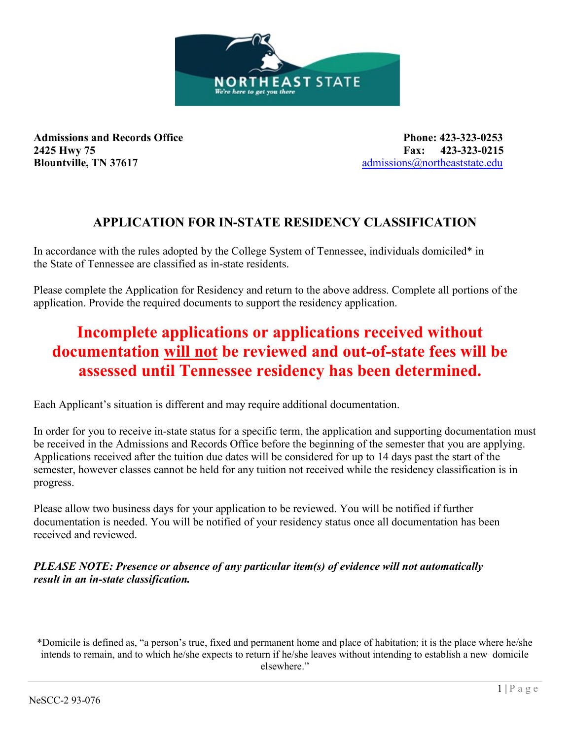**Admissions and Records Office**
**2425 Hwy 75**
**Blountville, TN 37617**

**Phone: 423-323-0253**
**Fax: 423-323-0215**
admissions@northeaststate.edu

# APPLICATION FOR IN-STATE RESIDENCY CLASSIFICATION

In accordance with the rules adopted by the College System of Tennessee, individuals domiciled* in the State of Tennessee are classified as in-state residents.

Please complete the Application for Residency and return to the above address. Complete all portions of the application. Provide the required documents to support the residency application.

**Incomplete applications or applications received without documentation <u>will not</u> be reviewed and out-of-state fees will be assessed until Tennessee residency has been determined.**

Each Applicant's situation is different and may require additional documentation.

In order for you to receive in-state status for a specific term, the application and supporting documentation must be received in the Admissions and Records Office before the beginning of the semester that you are applying. Applications received after the tuition due dates will be considered for up to 14 days past the start of the semester, however classes cannot be held for any tuition not received while the residency classification is in progress.

Please allow two business days for your application to be reviewed. You will be notified if further documentation is needed. You will be notified of your residency status once all documentation has been received and reviewed.

***PLEASE NOTE: Presence or absence of any particular item(s) of evidence will not automatically result in an in-state classification.***

*Domicile is defined as, "a person's true, fixed and permanent home and place of habitation; it is the place where he/she intends to remain, and to which he/she expects to return if he/she leaves without intending to establish a new domicile elsewhere."

NeSCC-2 93-076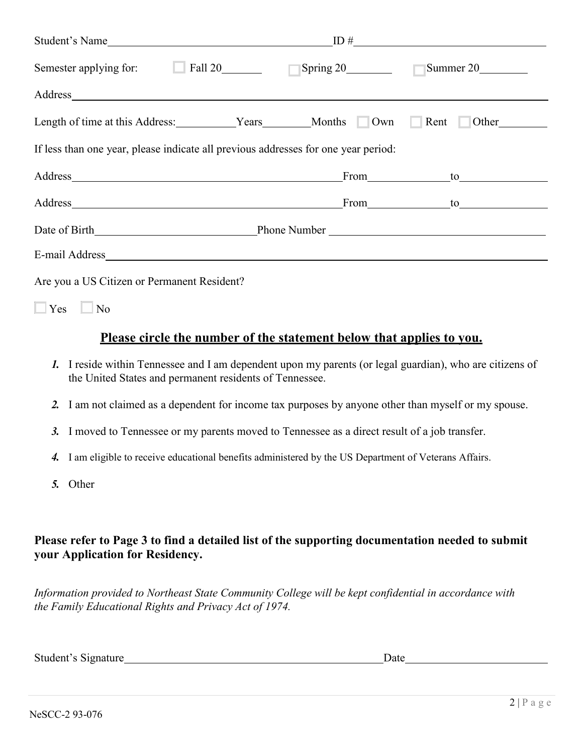Student's Name_______________________________________ ID #_______________________________

Semester applying for: ☐ Fall 20______ ☐ Spring 20_______ ☐ Summer 20_______

Address_______________________________________________________________________

Length of time at this Address:__________Years________Months ☐ Own ☐ Rent ☐ Other________

If less than one year, please indicate all previous addresses for one year period:

Address_____________________________________________From____________to______________

Address_____________________________________________From____________to______________

Date of Birth__________________________Phone Number ___________________________________

E-mail Address_________________________________________________________________

Are you a US Citizen or Permanent Resident?

☐ Yes ☐ No

## <u>Please circle the number of the statement below that applies to you.</u>

1. I reside within Tennessee and I am dependent upon my parents (or legal guardian), who are citizens of the United States and permanent residents of Tennessee.
2. I am not claimed as a dependent for income tax purposes by anyone other than myself or my spouse.
3. I moved to Tennessee or my parents moved to Tennessee as a direct result of a job transfer.
4. I am eligible to receive educational benefits administered by the US Department of Veterans Affairs.
5. Other

**Please refer to Page 3 to find a detailed list of the supporting documentation needed to submit your Application for Residency.**

*Information provided to Northeast State Community College will be kept confidential in accordance with the Family Educational Rights and Privacy Act of 1974.*

Student's Signature_______________________________________Date______________________

NeSCC-2 93-076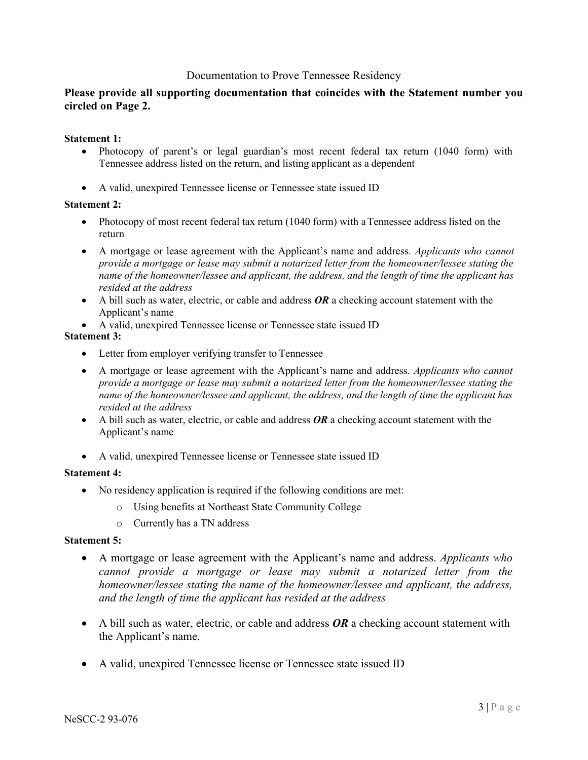Documentation to Prove Tennessee Residency

**Please provide all supporting documentation that coincides with the Statement number you circled on Page 2.**

**Statement 1:**

- Photocopy of parent's or legal guardian's most recent federal tax return (1040 form) with Tennessee address listed on the return, and listing applicant as a dependent
- A valid, unexpired Tennessee license or Tennessee state issued ID

**Statement 2:**

- Photocopy of most recent federal tax return (1040 form) with a Tennessee address listed on the return
- A mortgage or lease agreement with the Applicant's name and address. *Applicants who cannot provide a mortgage or lease may submit a notarized letter from the homeowner/lessee stating the name of the homeowner/lessee and applicant, the address, and the length of time the applicant has resided at the address*
- A bill such as water, electric, or cable and address ***OR*** a checking account statement with the Applicant's name
- A valid, unexpired Tennessee license or Tennessee state issued ID

**Statement 3:**

- Letter from employer verifying transfer to Tennessee
- A mortgage or lease agreement with the Applicant's name and address. *Applicants who cannot provide a mortgage or lease may submit a notarized letter from the homeowner/lessee stating the name of the homeowner/lessee and applicant, the address, and the length of time the applicant has resided at the address*
- A bill such as water, electric, or cable and address ***OR*** a checking account statement with the Applicant's name
- A valid, unexpired Tennessee license or Tennessee state issued ID

**Statement 4:**

- No residency application is required if the following conditions are met:
  - Using benefits at Northeast State Community College
  - Currently has a TN address

**Statement 5:**

- A mortgage or lease agreement with the Applicant's name and address. *Applicants who cannot provide a mortgage or lease may submit a notarized letter from the homeowner/lessee stating the name of the homeowner/lessee and applicant, the address, and the length of time the applicant has resided at the address*
- A bill such as water, electric, or cable and address ***OR*** a checking account statement with the Applicant's name.
- A valid, unexpired Tennessee license or Tennessee state issued ID

NeSCC-2 93-076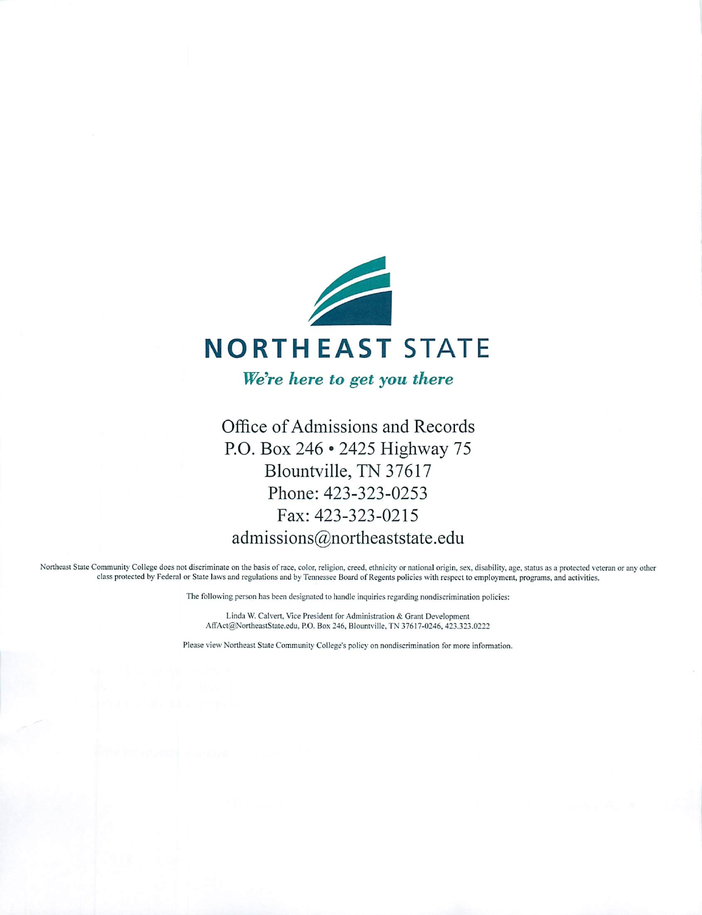# NORTHEAST STATE

*We're here to get you there*

Office of Admissions and Records
P.O. Box 246 • 2425 Highway 75
Blountville, TN 37617
Phone: 423-323-0253
Fax: 423-323-0215
admissions@northeaststate.edu

Northeast State Community College does not discriminate on the basis of race, color, religion, creed, ethnicity or national origin, sex, disability, age, status as a protected veteran or any other class protected by Federal or State laws and regulations and by Tennessee Board of Regents policies with respect to employment, programs, and activities.

The following person has been designated to handle inquiries regarding nondiscrimination policies:

Linda W. Calvert, Vice President for Administration & Grant Development
AffAct@NortheastState.edu, P.O. Box 246, Blountville, TN 37617-0246, 423.323.0222

Please view Northeast State Community College's policy on nondiscrimination for more information.